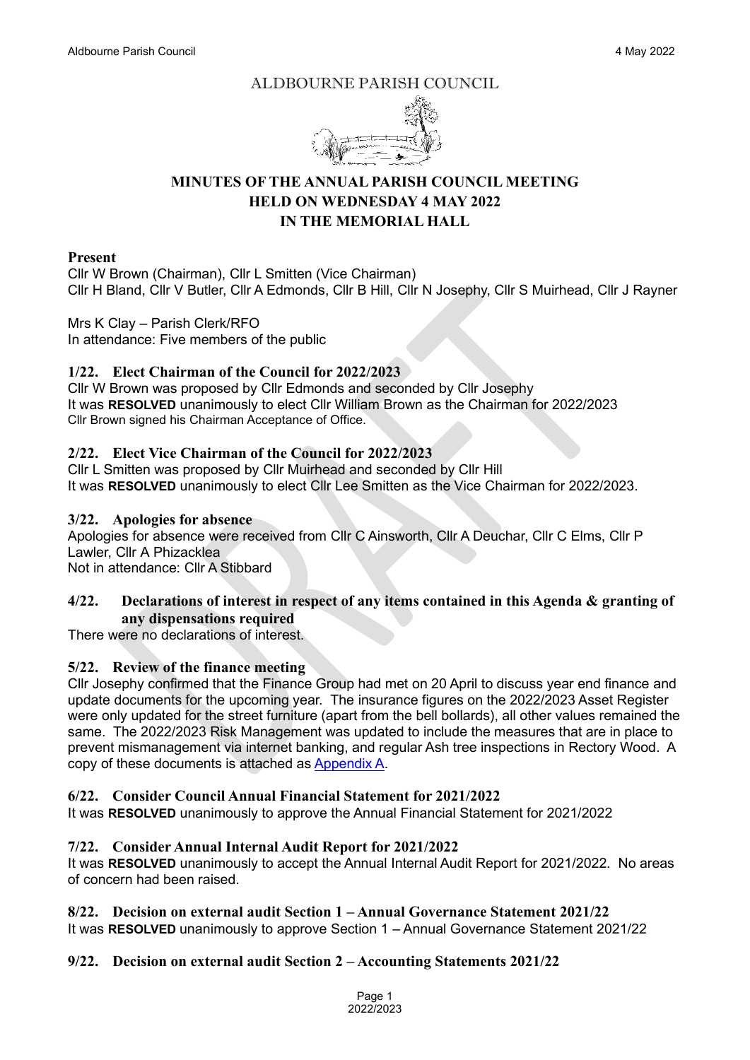# ALDBOURNE PARISH COUNCIL

## MINUTES OF THE ANNUAL PARISH COUNCIL MEETING HELD ON WEDNESDAY 4 MAY 2022 IN THE MEMORIAL HALL

**Present**
Cllr W Brown (Chairman), Cllr L Smitten (Vice Chairman)
Cllr H Bland, Cllr V Butler, Cllr A Edmonds, Cllr B Hill, Cllr N Josephy, Cllr S Muirhead, Cllr J Rayner

Mrs K Clay – Parish Clerk/RFO
In attendance: Five members of the public

### 1/22. Elect Chairman of the Council for 2022/2023

Cllr W Brown was proposed by Cllr Edmonds and seconded by Cllr Josephy
It was **RESOLVED** unanimously to elect Cllr William Brown as the Chairman for 2022/2023
Cllr Brown signed his Chairman Acceptance of Office.

### 2/22. Elect Vice Chairman of the Council for 2022/2023

Cllr L Smitten was proposed by Cllr Muirhead and seconded by Cllr Hill
It was **RESOLVED** unanimously to elect Cllr Lee Smitten as the Vice Chairman for 2022/2023.

### 3/22. Apologies for absence

Apologies for absence were received from Cllr C Ainsworth, Cllr A Deuchar, Cllr C Elms, Cllr P Lawler, Cllr A Phizacklea
Not in attendance: Cllr A Stibbard

### 4/22. Declarations of interest in respect of any items contained in this Agenda & granting of any dispensations required

There were no declarations of interest.

### 5/22. Review of the finance meeting

Cllr Josephy confirmed that the Finance Group had met on 20 April to discuss year end finance and update documents for the upcoming year. The insurance figures on the 2022/2023 Asset Register were only updated for the street furniture (apart from the bell bollards), all other values remained the same. The 2022/2023 Risk Management was updated to include the measures that are in place to prevent mismanagement via internet banking, and regular Ash tree inspections in Rectory Wood. A copy of these documents is attached as Appendix A.

### 6/22. Consider Council Annual Financial Statement for 2021/2022

It was **RESOLVED** unanimously to approve the Annual Financial Statement for 2021/2022

### 7/22. Consider Annual Internal Audit Report for 2021/2022

It was **RESOLVED** unanimously to accept the Annual Internal Audit Report for 2021/2022. No areas of concern had been raised.

### 8/22. Decision on external audit Section 1 – Annual Governance Statement 2021/22

It was **RESOLVED** unanimously to approve Section 1 – Annual Governance Statement 2021/22

### 9/22. Decision on external audit Section 2 – Accounting Statements 2021/22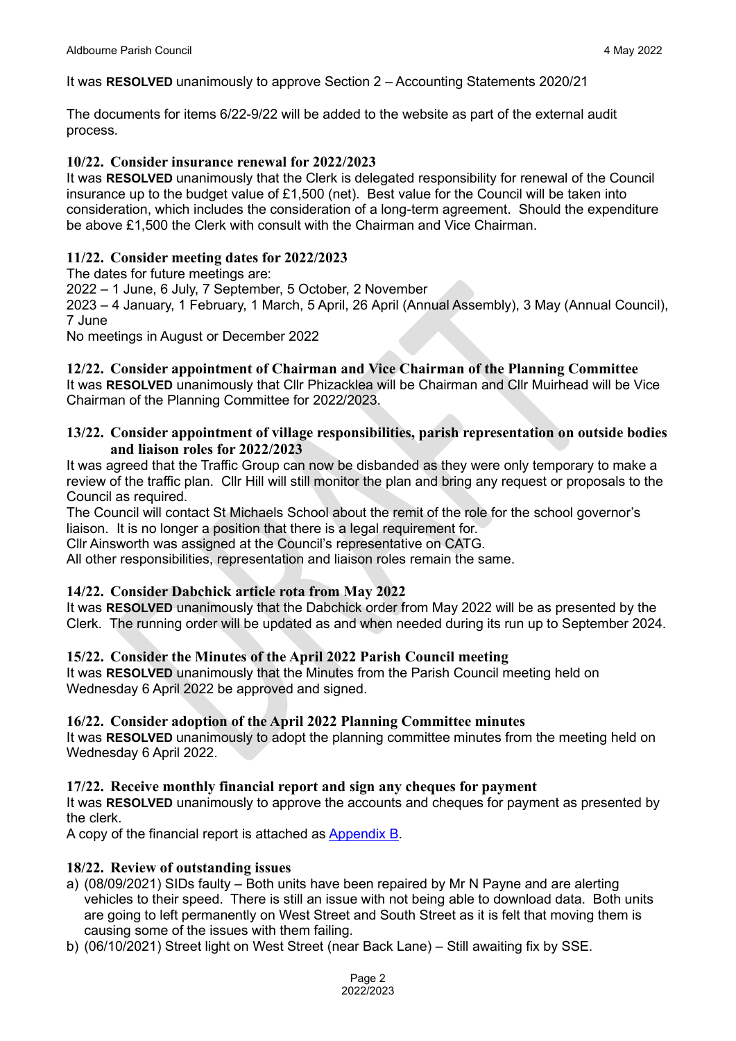It was **RESOLVED** unanimously to approve Section 2 – Accounting Statements 2020/21

The documents for items 6/22-9/22 will be added to the website as part of the external audit process.

### 10/22. Consider insurance renewal for 2022/2023

It was **RESOLVED** unanimously that the Clerk is delegated responsibility for renewal of the Council insurance up to the budget value of £1,500 (net). Best value for the Council will be taken into consideration, which includes the consideration of a long-term agreement. Should the expenditure be above £1,500 the Clerk with consult with the Chairman and Vice Chairman.

### 11/22. Consider meeting dates for 2022/2023

The dates for future meetings are:
2022 – 1 June, 6 July, 7 September, 5 October, 2 November
2023 – 4 January, 1 February, 1 March, 5 April, 26 April (Annual Assembly), 3 May (Annual Council), 7 June
No meetings in August or December 2022

### 12/22. Consider appointment of Chairman and Vice Chairman of the Planning Committee

It was **RESOLVED** unanimously that Cllr Phizacklea will be Chairman and Cllr Muirhead will be Vice Chairman of the Planning Committee for 2022/2023.

### 13/22. Consider appointment of village responsibilities, parish representation on outside bodies and liaison roles for 2022/2023

It was agreed that the Traffic Group can now be disbanded as they were only temporary to make a review of the traffic plan. Cllr Hill will still monitor the plan and bring any request or proposals to the Council as required.
The Council will contact St Michaels School about the remit of the role for the school governor's liaison. It is no longer a position that there is a legal requirement for.
Cllr Ainsworth was assigned at the Council's representative on CATG.
All other responsibilities, representation and liaison roles remain the same.

### 14/22. Consider Dabchick article rota from May 2022

It was **RESOLVED** unanimously that the Dabchick order from May 2022 will be as presented by the Clerk. The running order will be updated as and when needed during its run up to September 2024.

### 15/22. Consider the Minutes of the April 2022 Parish Council meeting

It was **RESOLVED** unanimously that the Minutes from the Parish Council meeting held on Wednesday 6 April 2022 be approved and signed.

### 16/22. Consider adoption of the April 2022 Planning Committee minutes

It was **RESOLVED** unanimously to adopt the planning committee minutes from the meeting held on Wednesday 6 April 2022.

### 17/22. Receive monthly financial report and sign any cheques for payment

It was **RESOLVED** unanimously to approve the accounts and cheques for payment as presented by the clerk.
A copy of the financial report is attached as Appendix B.

### 18/22. Review of outstanding issues

a) (08/09/2021) SIDs faulty – Both units have been repaired by Mr N Payne and are alerting vehicles to their speed. There is still an issue with not being able to download data. Both units are going to left permanently on West Street and South Street as it is felt that moving them is causing some of the issues with them failing.
b) (06/10/2021) Street light on West Street (near Back Lane) – Still awaiting fix by SSE.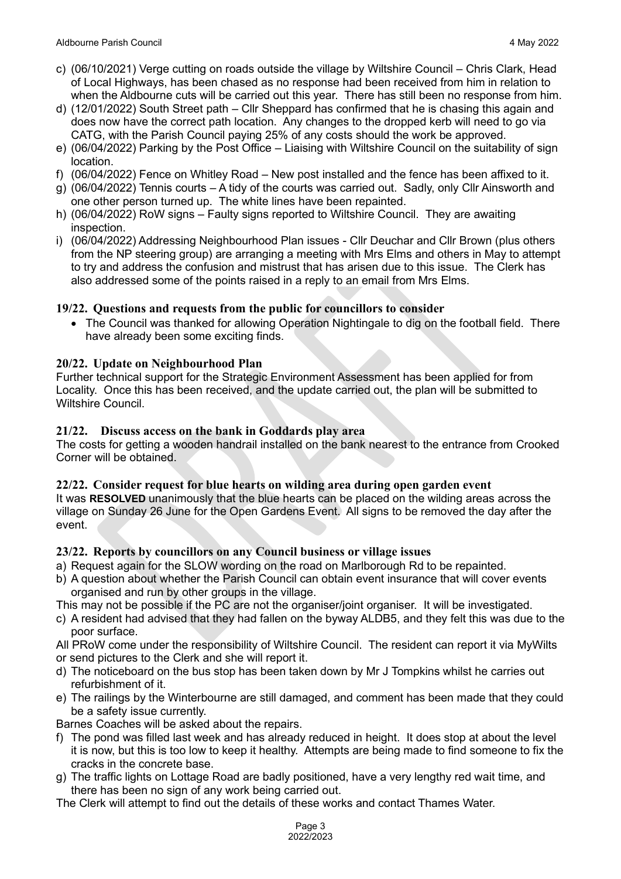c) (06/10/2021) Verge cutting on roads outside the village by Wiltshire Council – Chris Clark, Head of Local Highways, has been chased as no response had been received from him in relation to when the Aldbourne cuts will be carried out this year. There has still been no response from him.
d) (12/01/2022) South Street path – Cllr Sheppard has confirmed that he is chasing this again and does now have the correct path location. Any changes to the dropped kerb will need to go via CATG, with the Parish Council paying 25% of any costs should the work be approved.
e) (06/04/2022) Parking by the Post Office – Liaising with Wiltshire Council on the suitability of sign location.
f) (06/04/2022) Fence on Whitley Road – New post installed and the fence has been affixed to it.
g) (06/04/2022) Tennis courts – A tidy of the courts was carried out. Sadly, only Cllr Ainsworth and one other person turned up. The white lines have been repainted.
h) (06/04/2022) RoW signs – Faulty signs reported to Wiltshire Council. They are awaiting inspection.
i) (06/04/2022) Addressing Neighbourhood Plan issues - Cllr Deuchar and Cllr Brown (plus others from the NP steering group) are arranging a meeting with Mrs Elms and others in May to attempt to try and address the confusion and mistrust that has arisen due to this issue. The Clerk has also addressed some of the points raised in a reply to an email from Mrs Elms.

### 19/22. Questions and requests from the public for councillors to consider

- The Council was thanked for allowing Operation Nightingale to dig on the football field. There have already been some exciting finds.

### 20/22. Update on Neighbourhood Plan

Further technical support for the Strategic Environment Assessment has been applied for from Locality. Once this has been received, and the update carried out, the plan will be submitted to Wiltshire Council.

### 21/22. Discuss access on the bank in Goddards play area

The costs for getting a wooden handrail installed on the bank nearest to the entrance from Crooked Corner will be obtained.

### 22/22. Consider request for blue hearts on wilding area during open garden event

It was **RESOLVED** unanimously that the blue hearts can be placed on the wilding areas across the village on Sunday 26 June for the Open Gardens Event. All signs to be removed the day after the event.

### 23/22. Reports by councillors on any Council business or village issues

a) Request again for the SLOW wording on the road on Marlborough Rd to be repainted.
b) A question about whether the Parish Council can obtain event insurance that will cover events organised and run by other groups in the village.

This may not be possible if the PC are not the organiser/joint organiser. It will be investigated.

c) A resident had advised that they had fallen on the byway ALDB5, and they felt this was due to the poor surface.

All PRoW come under the responsibility of Wiltshire Council. The resident can report it via MyWilts or send pictures to the Clerk and she will report it.

d) The noticeboard on the bus stop has been taken down by Mr J Tompkins whilst he carries out refurbishment of it.
e) The railings by the Winterbourne are still damaged, and comment has been made that they could be a safety issue currently.

Barnes Coaches will be asked about the repairs.

f) The pond was filled last week and has already reduced in height. It does stop at about the level it is now, but this is too low to keep it healthy. Attempts are being made to find someone to fix the cracks in the concrete base.
g) The traffic lights on Lottage Road are badly positioned, have a very lengthy red wait time, and there has been no sign of any work being carried out.

The Clerk will attempt to find out the details of these works and contact Thames Water.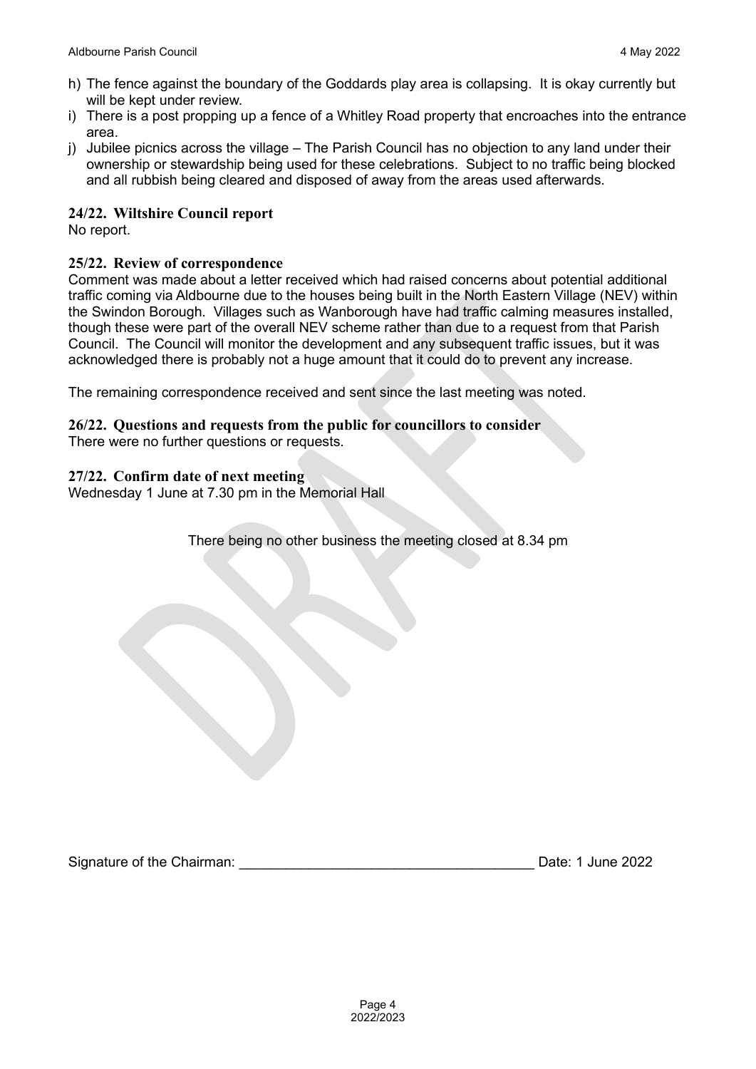h) The fence against the boundary of the Goddards play area is collapsing. It is okay currently but will be kept under review.
i) There is a post propping up a fence of a Whitley Road property that encroaches into the entrance area.
j) Jubilee picnics across the village – The Parish Council has no objection to any land under their ownership or stewardship being used for these celebrations. Subject to no traffic being blocked and all rubbish being cleared and disposed of away from the areas used afterwards.

**24/22. Wiltshire Council report**

No report.

**25/22. Review of correspondence**

Comment was made about a letter received which had raised concerns about potential additional traffic coming via Aldbourne due to the houses being built in the North Eastern Village (NEV) within the Swindon Borough. Villages such as Wanborough have had traffic calming measures installed, though these were part of the overall NEV scheme rather than due to a request from that Parish Council. The Council will monitor the development and any subsequent traffic issues, but it was acknowledged there is probably not a huge amount that it could do to prevent any increase.

The remaining correspondence received and sent since the last meeting was noted.

**26/22. Questions and requests from the public for councillors to consider**

There were no further questions or requests.

**27/22. Confirm date of next meeting**

Wednesday 1 June at 7.30 pm in the Memorial Hall

There being no other business the meeting closed at 8.34 pm

Signature of the Chairman: ______________________________________ Date: 1 June 2022